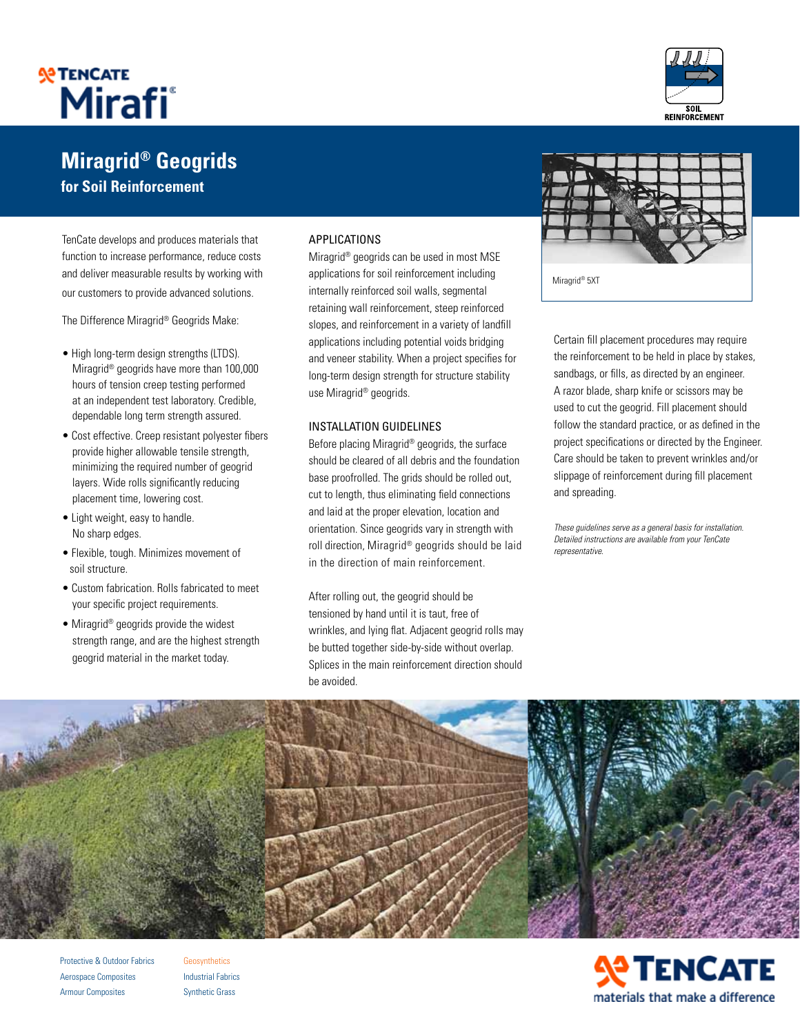TenCate Mirafi®

SOIL REINFORCEMENT

# Miragrid® Geogrids

## for Soil Reinforcement

TenCate develops and produces materials that function to increase performance, reduce costs and deliver measurable results by working with our customers to provide advanced solutions.

The Difference Miragrid® Geogrids Make:

- High long-term design strengths (LTDS). Miragrid® geogrids have more than 100,000 hours of tension creep testing performed at an independent test laboratory. Credible, dependable long term strength assured.
- Cost effective. Creep resistant polyester fibers provide higher allowable tensile strength, minimizing the required number of geogrid layers. Wide rolls significantly reducing placement time, lowering cost.
- Light weight, easy to handle. No sharp edges.
- Flexible, tough. Minimizes movement of soil structure.
- Custom fabrication. Rolls fabricated to meet your specific project requirements.
- Miragrid® geogrids provide the widest strength range, and are the highest strength geogrid material in the market today.

### APPLICATIONS

Miragrid® geogrids can be used in most MSE applications for soil reinforcement including internally reinforced soil walls, segmental retaining wall reinforcement, steep reinforced slopes, and reinforcement in a variety of landfill applications including potential voids bridging and veneer stability. When a project specifies for long-term design strength for structure stability use Miragrid® geogrids.

### INSTALLATION GUIDELINES

Before placing Miragrid® geogrids, the surface should be cleared of all debris and the foundation base proofrolled. The grids should be rolled out, cut to length, thus eliminating field connections and laid at the proper elevation, location and orientation. Since geogrids vary in strength with roll direction, Miragrid® geogrids should be laid in the direction of main reinforcement.

After rolling out, the geogrid should be tensioned by hand until it is taut, free of wrinkles, and lying flat. Adjacent geogrid rolls may be butted together side-by-side without overlap. Splices in the main reinforcement direction should be avoided.

Miragrid® 5XT

Certain fill placement procedures may require the reinforcement to be held in place by stakes, sandbags, or fills, as directed by an engineer. A razor blade, sharp knife or scissors may be used to cut the geogrid. Fill placement should follow the standard practice, or as defined in the project specifications or directed by the Engineer. Care should be taken to prevent wrinkles and/or slippage of reinforcement during fill placement and spreading.

*These guidelines serve as a general basis for installation. Detailed instructions are available from your TenCate representative.*

Protective & Outdoor Fabrics
Aerospace Composites
Armour Composites
Geosynthetics
Industrial Fabrics
Synthetic Grass

TENCATE materials that make a difference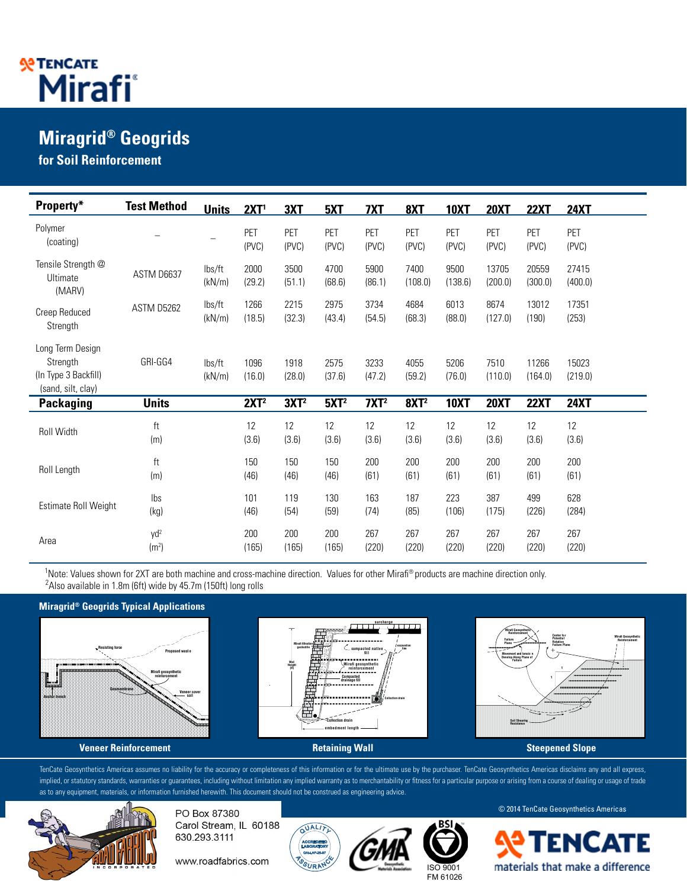# Miragrid® Geogrids

## for Soil Reinforcement

| Property* | Test Method | Units | 2XT[1] | 3XT | 5XT | 7XT | 8XT | 10XT | 20XT | 22XT | 24XT |
|---|---|---|---|---|---|---|---|---|---|---|---|
| Polymer (coating) | – | – | PET (PVC) | PET (PVC) | PET (PVC) | PET (PVC) | PET (PVC) | PET (PVC) | PET (PVC) | PET (PVC) | PET (PVC) |
| Tensile Strength @ Ultimate (MARV) | ASTM D6637 | lbs/ft (kN/m) | 2000 (29.2) | 3500 (51.1) | 4700 (68.6) | 5900 (86.1) | 7400 (108.0) | 9500 (138.6) | 13705 (200.0) | 20559 (300.0) | 27415 (400.0) |
| Creep Reduced Strength | ASTM D5262 | lbs/ft (kN/m) | 1266 (18.5) | 2215 (32.3) | 2975 (43.4) | 3734 (54.5) | 4684 (68.3) | 6013 (88.0) | 8674 (127.0) | 13012 (190) | 17351 (253) |
| Long Term Design Strength (In Type 3 Backfill) (sand, silt, clay) | GRI-GG4 | lbs/ft (kN/m) | 1096 (16.0) | 1918 (28.0) | 2575 (37.6) | 3233 (47.2) | 4055 (59.2) | 5206 (76.0) | 7510 (110.0) | 11266 (164.0) | 15023 (219.0) |

| Packaging | Units | 2XT[2] | 3XT[2] | 5XT[2] | 7XT[2] | 8XT[2] | 10XT | 20XT | 22XT | 24XT |
|---|---|---|---|---|---|---|---|---|---|---|
| Roll Width | ft (m) | 12 (3.6) | 12 (3.6) | 12 (3.6) | 12 (3.6) | 12 (3.6) | 12 (3.6) | 12 (3.6) | 12 (3.6) | 12 (3.6) |
| Roll Length | ft (m) | 150 (46) | 150 (46) | 150 (46) | 200 (61) | 200 (61) | 200 (61) | 200 (61) | 200 (61) | 200 (61) |
| Estimate Roll Weight | lbs (kg) | 101 (46) | 119 (54) | 130 (59) | 163 (74) | 187 (85) | 223 (106) | 387 (175) | 499 (226) | 628 (284) |
| Area | yd² (m²) | 200 (165) | 200 (165) | 200 (165) | 267 (220) | 267 (220) | 267 (220) | 267 (220) | 267 (220) | 267 (220) |

[1]Note: Values shown for 2XT are both machine and cross-machine direction. Values for other Mirafi® products are machine direction only.
[2]Also available in 1.8m (6ft) wide by 45.7m (150ft) long rolls

## Miragrid® Geogrids Typical Applications

Veneer Reinforcement

Retaining Wall

Steepened Slope

TenCate Geosynthetics Americas assumes no liability for the accuracy or completeness of this information or for the ultimate use by the purchaser. TenCate Geosynthetics Americas disclaims any and all express, implied, or statutory standards, warranties or guarantees, including without limitation any implied warranty as to merchantability or fitness for a particular purpose or arising from a course of dealing or usage of trade as to any equipment, materials, or information furnished herewith. This document should not be construed as engineering advice.

© 2014 TenCate Geosynthetics Americas

PO Box 87380
Carol Stream, IL 60188
630.293.3111

www.roadfabrics.com

ISO 9001
FM 61026

TENCATE
materials that make a difference